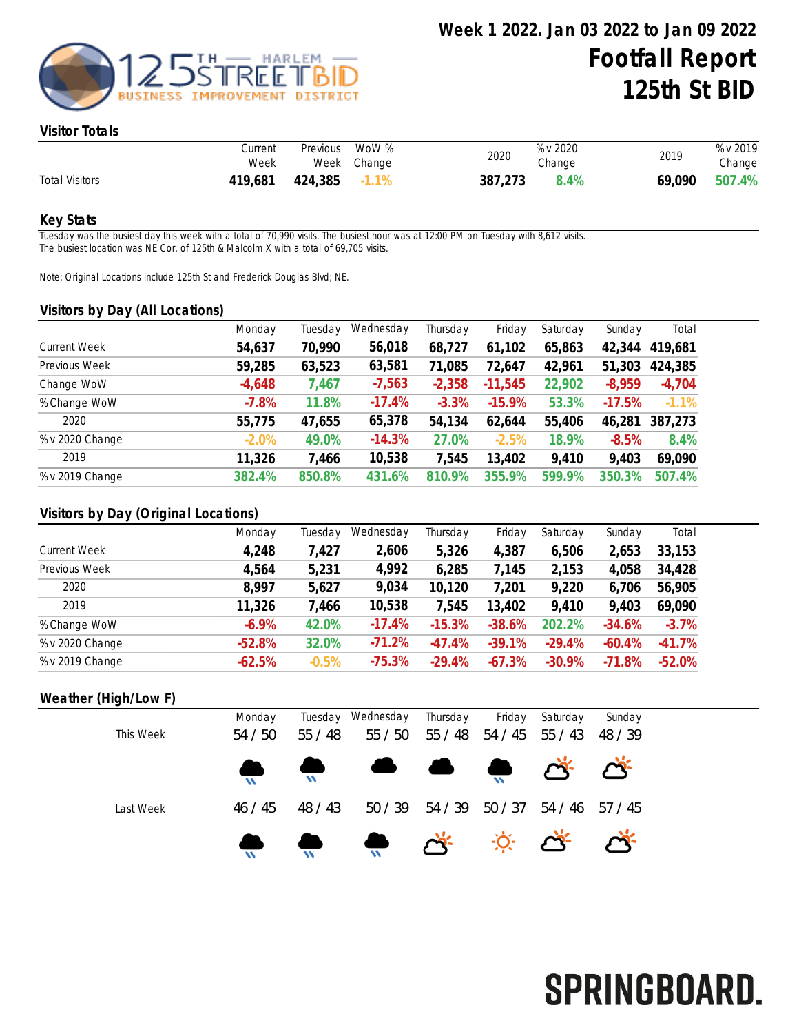# Week 1 2022. Jan 03 2022 to Jan 09 2022

# Footfall Report

# 125th St BID

## Visitor Totals

| | Current Week | Previous Week | WoW % Change | 2020 | % v 2020 Change | 2019 | % v 2019 Change |
|---|---|---|---|---|---|---|---|
| Total Visitors | 419,681 | 424,385 | -1.1% | 387,273 | 8.4% | 69,090 | 507.4% |

## Key Stats

Tuesday was the busiest day this week with a total of 70,990 visits. The busiest hour was at 12:00 PM on Tuesday with 8,612 visits.
The busiest location was NE Cor. of 125th & Malcolm X with a total of 69,705 visits.

Note: Original Locations include 125th St and Frederick Douglas Blvd; NE.

## Visitors by Day (All Locations)

| | Monday | Tuesday | Wednesday | Thursday | Friday | Saturday | Sunday | Total |
|---|---|---|---|---|---|---|---|---|
| Current Week | 54,637 | 70,990 | 56,018 | 68,727 | 61,102 | 65,863 | 42,344 | 419,681 |
| Previous Week | 59,285 | 63,523 | 63,581 | 71,085 | 72,647 | 42,961 | 51,303 | 424,385 |
| Change WoW | -4,648 | 7,467 | -7,563 | -2,358 | -11,545 | 22,902 | -8,959 | -4,704 |
| % Change WoW | -7.8% | 11.8% | -17.4% | -3.3% | -15.9% | 53.3% | -17.5% | -1.1% |
| 2020 | 55,775 | 47,655 | 65,378 | 54,134 | 62,644 | 55,406 | 46,281 | 387,273 |
| % v 2020 Change | -2.0% | 49.0% | -14.3% | 27.0% | -2.5% | 18.9% | -8.5% | 8.4% |
| 2019 | 11,326 | 7,466 | 10,538 | 7,545 | 13,402 | 9,410 | 9,403 | 69,090 |
| % v 2019 Change | 382.4% | 850.8% | 431.6% | 810.9% | 355.9% | 599.9% | 350.3% | 507.4% |

## Visitors by Day (Original Locations)

| | Monday | Tuesday | Wednesday | Thursday | Friday | Saturday | Sunday | Total |
|---|---|---|---|---|---|---|---|---|
| Current Week | 4,248 | 7,427 | 2,606 | 5,326 | 4,387 | 6,506 | 2,653 | 33,153 |
| Previous Week | 4,564 | 5,231 | 4,992 | 6,285 | 7,145 | 2,153 | 4,058 | 34,428 |
| 2020 | 8,997 | 5,627 | 9,034 | 10,120 | 7,201 | 9,220 | 6,706 | 56,905 |
| 2019 | 11,326 | 7,466 | 10,538 | 7,545 | 13,402 | 9,410 | 9,403 | 69,090 |
| % Change WoW | -6.9% | 42.0% | -17.4% | -15.3% | -38.6% | 202.2% | -34.6% | -3.7% |
| % v 2020 Change | -52.8% | 32.0% | -71.2% | -47.4% | -39.1% | -29.4% | -60.4% | -41.7% |
| % v 2019 Change | -62.5% | -0.5% | -75.3% | -29.4% | -67.3% | -30.9% | -71.8% | -52.0% |

## Weather (High/Low F)

| | Monday | Tuesday | Wednesday | Thursday | Friday | Saturday | Sunday |
|---|---|---|---|---|---|---|---|
| This Week | 54 / 50 | 55 / 48 | 55 / 50 | 55 / 48 | 54 / 45 | 55 / 43 | 48 / 39 |
| Last Week | 46 / 45 | 48 / 43 | 50 / 39 | 54 / 39 | 50 / 37 | 54 / 46 | 57 / 45 |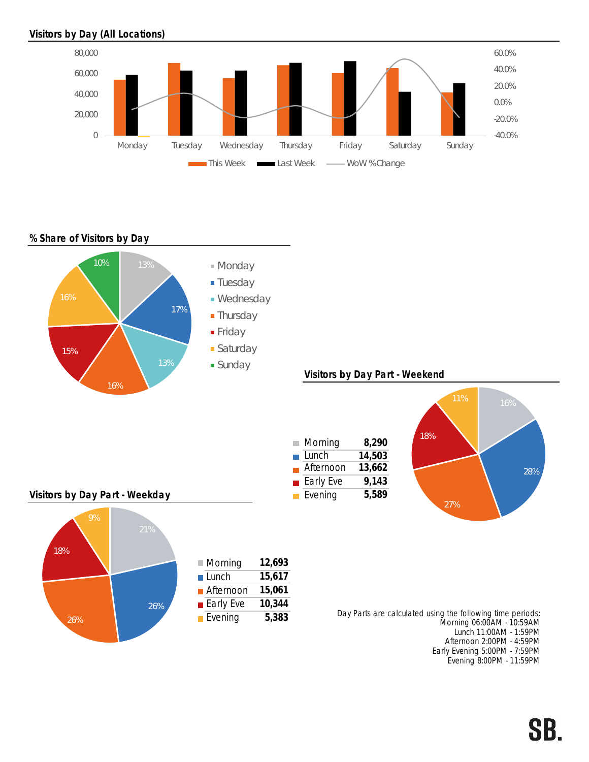## Visitors by Day (All Locations)

| Day | This Week | Last Week |
|---|---|---|
| Monday | | |
| Tuesday | | |
| Wednesday | | |
| Thursday | | |
| Friday | | |
| Saturday | | |
| Sunday | | |

Legend: This Week, Last Week, WoW %Change

## % Share of Visitors by Day

| Day | Share |
|---|---|
| Monday | 13% |
| Tuesday | 17% |
| Wednesday | 13% |
| Thursday | 16% |
| Friday | 15% |
| Saturday | 16% |
| Sunday | 10% |

## Visitors by Day Part - Weekend

| Day Part | Visitors | Share |
|---|---|---|
| Morning | 8,290 | 16% |
| Lunch | 14,503 | 28% |
| Afternoon | 13,662 | 27% |
| Early Eve | 9,143 | 18% |
| Evening | 5,589 | 11% |

## Visitors by Day Part - Weekday

| Day Part | Visitors | Share |
|---|---|---|
| Morning | 12,693 | 21% |
| Lunch | 15,617 | 26% |
| Afternoon | 15,061 | 26% |
| Early Eve | 10,344 | 18% |
| Evening | 5,383 | 9% |

Day Parts are calculated using the following time periods:
Morning 06:00AM - 10:59AM
Lunch 11:00AM - 1:59PM
Afternoon 2:00PM - 4:59PM
Early Evening 5:00PM - 7:59PM
Evening 8:00PM - 11:59PM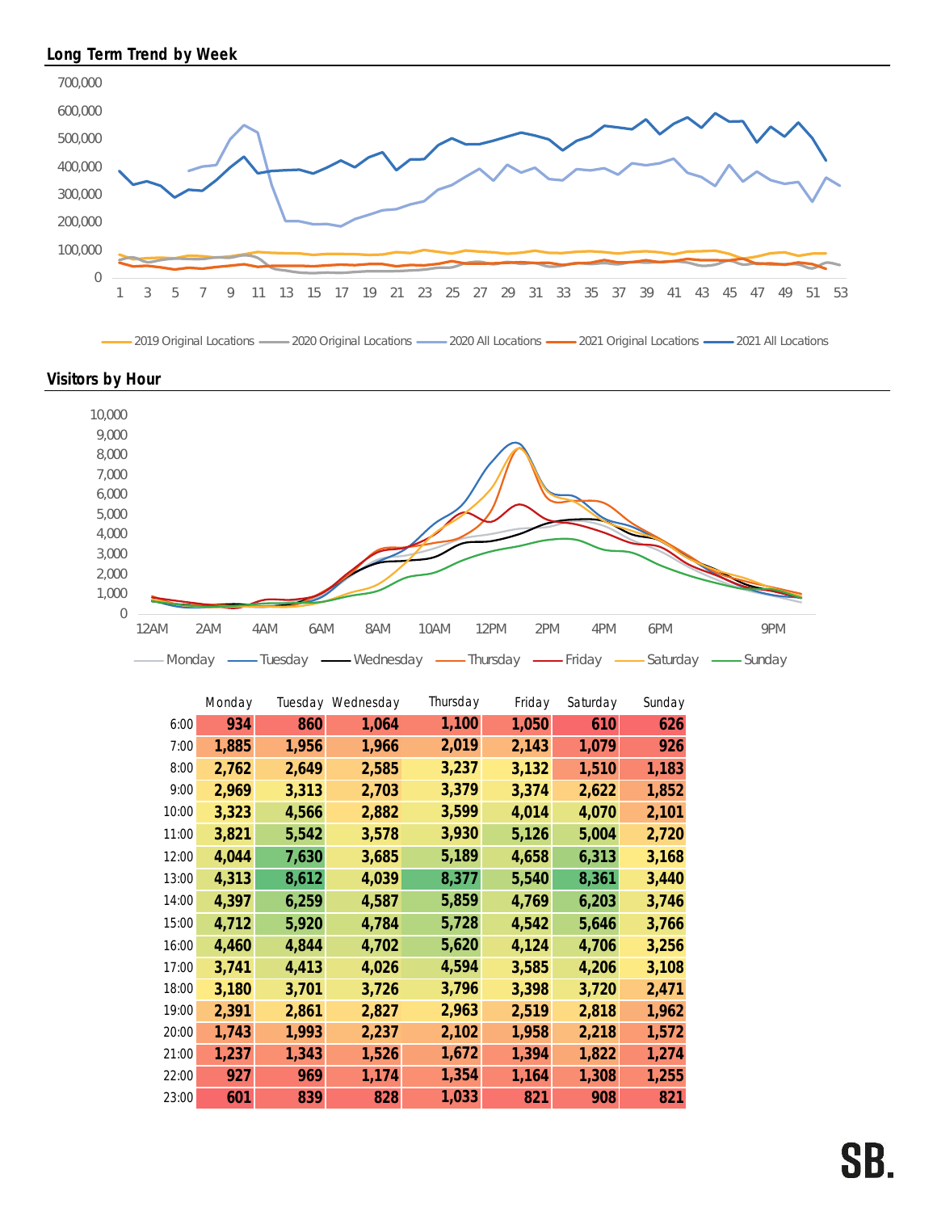## Long Term Trend by Week

700,000
600,000
500,000
400,000
300,000
200,000
100,000
0

1 3 5 7 9 11 13 15 17 19 21 23 25 27 29 31 33 35 37 39 41 43 45 47 49 51 53

2019 Original Locations | 2020 Original Locations | 2020 All Locations | 2021 Original Locations | 2021 All Locations

## Visitors by Hour

10,000
9,000
8,000
7,000
6,000
5,000
4,000
3,000
2,000
1,000
0

12AM 2AM 4AM 6AM 8AM 10AM 12PM 2PM 4PM 6PM 9PM

Monday | Tuesday | Wednesday | Thursday | Friday | Saturday | Sunday

| | Monday | Tuesday | Wednesday | Thursday | Friday | Saturday | Sunday |
|---|---|---|---|---|---|---|---|
| 6:00 | 934 | 860 | 1,064 | 1,100 | 1,050 | 610 | 626 |
| 7:00 | 1,885 | 1,956 | 1,966 | 2,019 | 2,143 | 1,079 | 926 |
| 8:00 | 2,762 | 2,649 | 2,585 | 3,237 | 3,132 | 1,510 | 1,183 |
| 9:00 | 2,969 | 3,313 | 2,703 | 3,379 | 3,374 | 2,622 | 1,852 |
| 10:00 | 3,323 | 4,566 | 2,882 | 3,599 | 4,014 | 4,070 | 2,101 |
| 11:00 | 3,821 | 5,542 | 3,578 | 3,930 | 5,126 | 5,004 | 2,720 |
| 12:00 | 4,044 | 7,630 | 3,685 | 5,189 | 4,658 | 6,313 | 3,168 |
| 13:00 | 4,313 | 8,612 | 4,039 | 8,377 | 5,540 | 8,361 | 3,440 |
| 14:00 | 4,397 | 6,259 | 4,587 | 5,859 | 4,769 | 6,203 | 3,746 |
| 15:00 | 4,712 | 5,920 | 4,784 | 5,728 | 4,542 | 5,646 | 3,766 |
| 16:00 | 4,460 | 4,844 | 4,702 | 5,620 | 4,124 | 4,706 | 3,256 |
| 17:00 | 3,741 | 4,413 | 4,026 | 4,594 | 3,585 | 4,206 | 3,108 |
| 18:00 | 3,180 | 3,701 | 3,726 | 3,796 | 3,398 | 3,720 | 2,471 |
| 19:00 | 2,391 | 2,861 | 2,827 | 2,963 | 2,519 | 2,818 | 1,962 |
| 20:00 | 1,743 | 1,993 | 2,237 | 2,102 | 1,958 | 2,218 | 1,572 |
| 21:00 | 1,237 | 1,343 | 1,526 | 1,672 | 1,394 | 1,822 | 1,274 |
| 22:00 | 927 | 969 | 1,174 | 1,354 | 1,164 | 1,308 | 1,255 |
| 23:00 | 601 | 839 | 828 | 1,033 | 821 | 908 | 821 |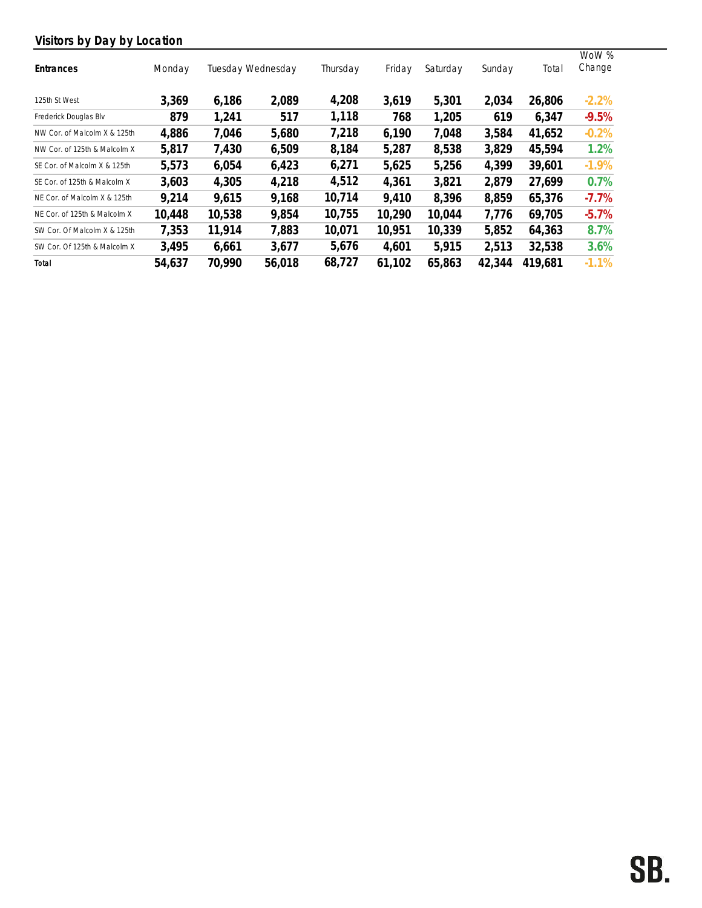## Visitors by Day by Location

| Entrances | Monday | Tuesday | Wednesday | Thursday | Friday | Saturday | Sunday | Total | WoW % Change |
|---|---|---|---|---|---|---|---|---|---|
| 125th St West | **3,369** | **6,186** | **2,089** | **4,208** | **3,619** | **5,301** | **2,034** | **26,806** | -2.2% |
| Frederick Douglas Blv | **879** | **1,241** | **517** | **1,118** | **768** | **1,205** | **619** | **6,347** | -9.5% |
| NW Cor. of Malcolm X & 125th | **4,886** | **7,046** | **5,680** | **7,218** | **6,190** | **7,048** | **3,584** | **41,652** | -0.2% |
| NW Cor. of 125th & Malcolm X | **5,817** | **7,430** | **6,509** | **8,184** | **5,287** | **8,538** | **3,829** | **45,594** | 1.2% |
| SE Cor. of Malcolm X & 125th | **5,573** | **6,054** | **6,423** | **6,271** | **5,625** | **5,256** | **4,399** | **39,601** | -1.9% |
| SE Cor. of 125th & Malcolm X | **3,603** | **4,305** | **4,218** | **4,512** | **4,361** | **3,821** | **2,879** | **27,699** | 0.7% |
| NE Cor. of Malcolm X & 125th | **9,214** | **9,615** | **9,168** | **10,714** | **9,410** | **8,396** | **8,859** | **65,376** | -7.7% |
| NE Cor. of 125th & Malcolm X | **10,448** | **10,538** | **9,854** | **10,755** | **10,290** | **10,044** | **7,776** | **69,705** | -5.7% |
| SW Cor. Of Malcolm X & 125th | **7,353** | **11,914** | **7,883** | **10,071** | **10,951** | **10,339** | **5,852** | **64,363** | 8.7% |
| SW Cor. Of 125th & Malcolm X | **3,495** | **6,661** | **3,677** | **5,676** | **4,601** | **5,915** | **2,513** | **32,538** | 3.6% |
| Total | **54,637** | **70,990** | **56,018** | **68,727** | **61,102** | **65,863** | **42,344** | **419,681** | -1.1% |